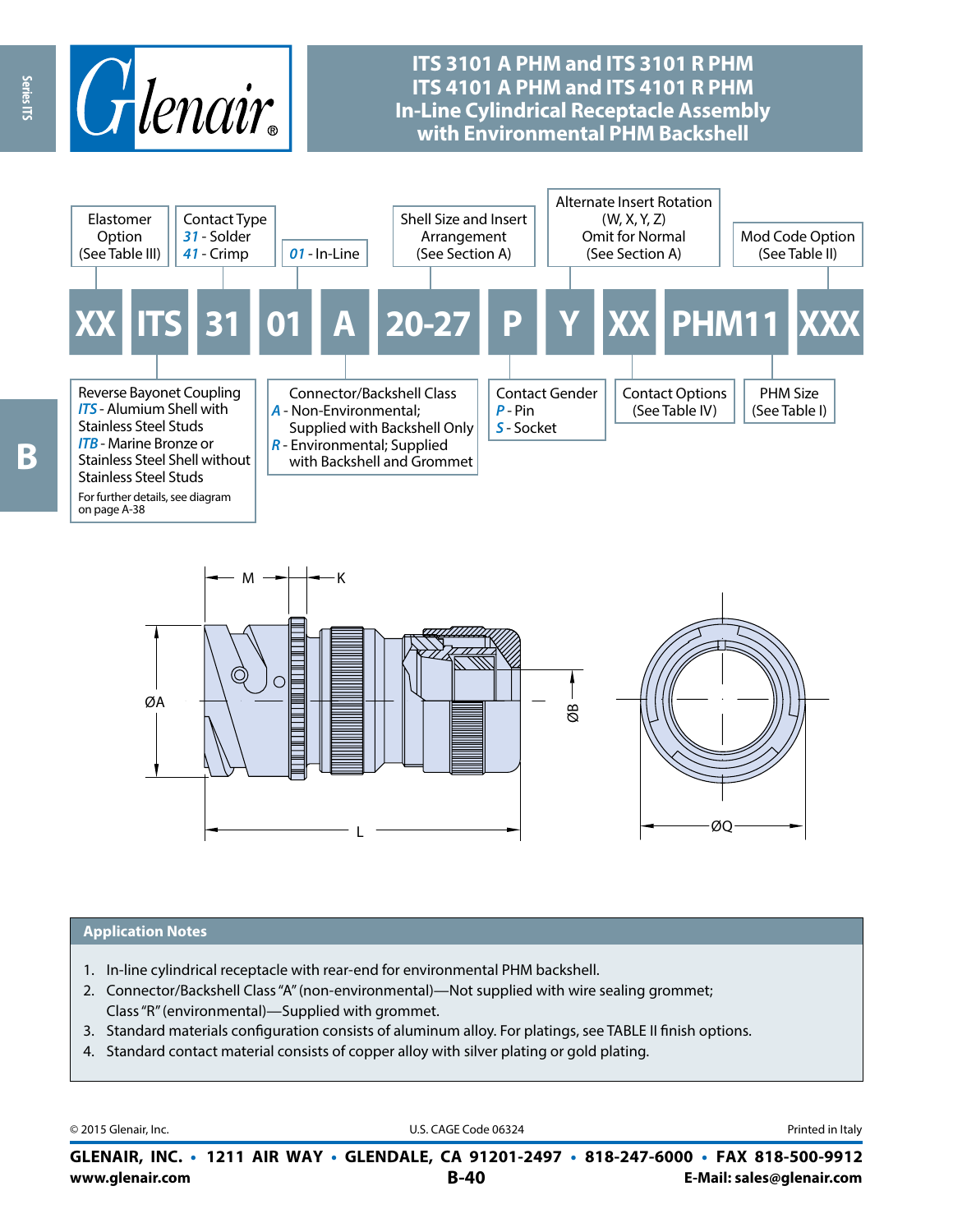# ITS 3101 A PHM and ITS 3101 R PHM
# ITS 4101 A PHM and ITS 4101 R PHM
# In-Line Cylindrical Receptacle Assembly with Environmental PHM Backshell

**XX ITS 31 01 A 20-27 P Y XX PHM11 XXX**

- **XX** — Elastomer Option (See Table III)
- **ITS** — Reverse Bayonet Coupling
  - *ITS* - Alumium Shell with Stainless Steel Studs
  - *ITB* - Marine Bronze or Stainless Steel Shell without Stainless Steel Studs
  - For further details, see diagram on page A-38
- **31** — Contact Type
  - *31* - Solder
  - *41* - Crimp
- **01** — *01* - In-Line
- **A** — Connector/Backshell Class
  - *A* - Non-Environmental; Supplied with Backshell Only
  - *R* - Environmental; Supplied with Backshell and Grommet
- **20-27** — Shell Size and Insert Arrangement (See Section A)
- **P** — Contact Gender
  - *P* - Pin
  - *S* - Socket
- **Y** — Alternate Insert Rotation (W, X, Y, Z) Omit for Normal (See Section A)
- **XX** — Contact Options (See Table IV)
- **PHM11** — PHM Size (See Table I)
- **XXX** — Mod Code Option (See Table II)

M, K, ØA, ØB, L, ØQ

## Application Notes

1. In-line cylindrical receptacle with rear-end for environmental PHM backshell.
2. Connector/Backshell Class "A" (non-environmental)—Not supplied with wire sealing grommet; Class "R" (environmental)—Supplied with grommet.
3. Standard materials configuration consists of aluminum alloy. For platings, see TABLE II finish options.
4. Standard contact material consists of copper alloy with silver plating or gold plating.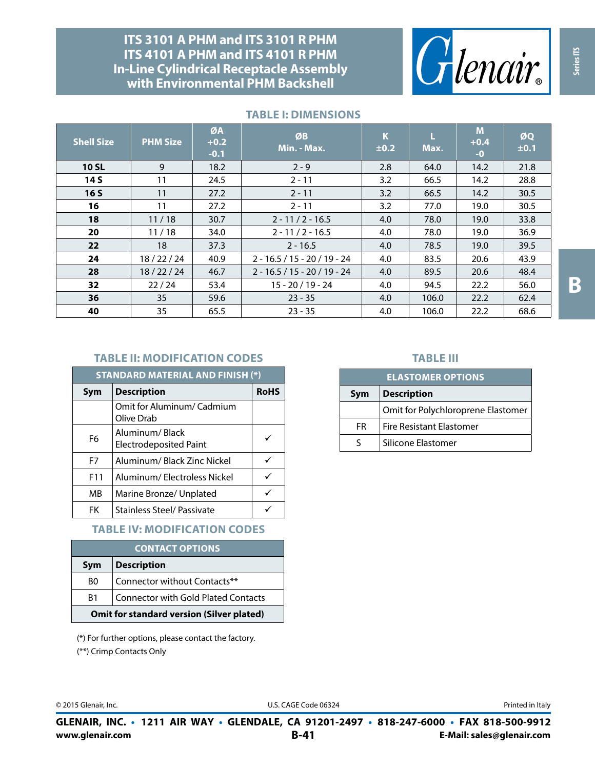# ITS 3101 A PHM and ITS 3101 R PHM
# ITS 4101 A PHM and ITS 4101 R PHM
# In-Line Cylindrical Receptacle Assembly with Environmental PHM Backshell

## TABLE I: DIMENSIONS

| Shell Size | PHM Size | ØA +0.2 -0.1 | ØB Min. - Max. | K ±0.2 | L Max. | M +0.4 -0 | ØQ ±0.1 |
|---|---|---|---|---|---|---|---|
| **10 SL** | 9 | 18.2 | 2 - 9 | 2.8 | 64.0 | 14.2 | 21.8 |
| **14 S** | 11 | 24.5 | 2 - 11 | 3.2 | 66.5 | 14.2 | 28.8 |
| **16 S** | 11 | 27.2 | 2 - 11 | 3.2 | 66.5 | 14.2 | 30.5 |
| **16** | 11 | 27.2 | 2 - 11 | 3.2 | 77.0 | 19.0 | 30.5 |
| **18** | 11 / 18 | 30.7 | 2 - 11 / 2 - 16.5 | 4.0 | 78.0 | 19.0 | 33.8 |
| **20** | 11 / 18 | 34.0 | 2 - 11 / 2 - 16.5 | 4.0 | 78.0 | 19.0 | 36.9 |
| **22** | 18 | 37.3 | 2 - 16.5 | 4.0 | 78.5 | 19.0 | 39.5 |
| **24** | 18 / 22 / 24 | 40.9 | 2 - 16.5 / 15 - 20 / 19 - 24 | 4.0 | 83.5 | 20.6 | 43.9 |
| **28** | 18 / 22 / 24 | 46.7 | 2 - 16.5 / 15 - 20 / 19 - 24 | 4.0 | 89.5 | 20.6 | 48.4 |
| **32** | 22 / 24 | 53.4 | 15 - 20 / 19 - 24 | 4.0 | 94.5 | 22.2 | 56.0 |
| **36** | 35 | 59.6 | 23 - 35 | 4.0 | 106.0 | 22.2 | 62.4 |
| **40** | 35 | 65.5 | 23 - 35 | 4.0 | 106.0 | 22.2 | 68.6 |

## TABLE II: MODIFICATION CODES

| STANDARD MATERIAL AND FINISH (*) | | |
|---|---|---|
| **Sym** | **Description** | **RoHS** |
| | Omit for Aluminum/ Cadmium Olive Drab | |
| F6 | Aluminum/ Black Electrodeposited Paint | ✓ |
| F7 | Aluminum/ Black Zinc Nickel | ✓ |
| F11 | Aluminum/ Electroless Nickel | ✓ |
| MB | Marine Bronze/ Unplated | ✓ |
| FK | Stainless Steel/ Passivate | ✓ |

## TABLE III

| ELASTOMER OPTIONS | |
|---|---|
| **Sym** | **Description** |
| | Omit for Polychloroprene Elastomer |
| FR | Fire Resistant Elastomer |
| S | Silicone Elastomer |

## TABLE IV: MODIFICATION CODES

| CONTACT OPTIONS | |
|---|---|
| **Sym** | **Description** |
| B0 | Connector without Contacts** |
| B1 | Connector with Gold Plated Contacts |
| **Omit for standard version (Silver plated)** | |

(*) For further options, please contact the factory.

(**) Crimp Contacts Only

© 2015 Glenair, Inc. U.S. CAGE Code 06324 Printed in Italy

**GLENAIR, INC. • 1211 AIR WAY • GLENDALE, CA 91201-2497 • 818-247-6000 • FAX 818-500-9912**

**www.glenair.com** **E-Mail: sales@glenair.com**